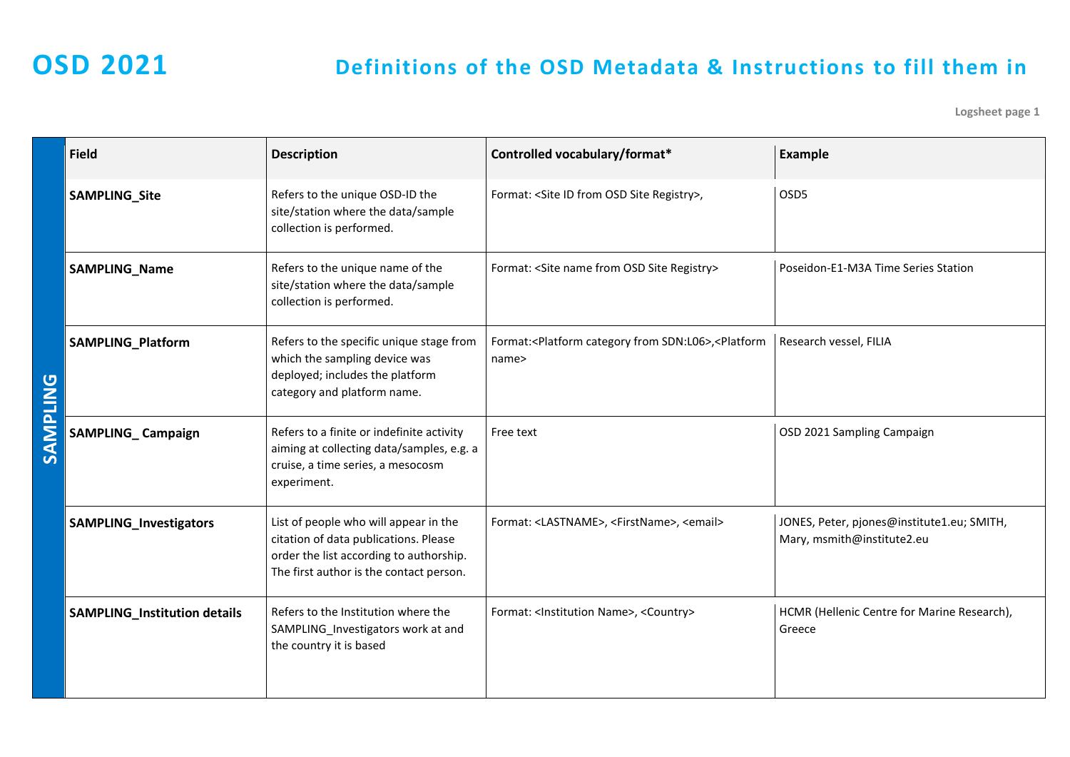# OSD 2021

## Definitions of the OSD Metadata & Instructions to fill them in

Logsheet page 1

| SAMPLING | Field | Description | Controlled vocabulary/format* | Example |
|---|---|---|---|---|
| | **SAMPLING_Site** | Refers to the unique OSD-ID the site/station where the data/sample collection is performed. | Format: <Site ID from OSD Site Registry>, | OSD5 |
| | **SAMPLING_Name** | Refers to the unique name of the site/station where the data/sample collection is performed. | Format: <Site name from OSD Site Registry> | Poseidon-E1-M3A Time Series Station |
| | **SAMPLING_Platform** | Refers to the specific unique stage from which the sampling device was deployed; includes the platform category and platform name. | Format:<Platform category from SDN:L06>,<Platform name> | Research vessel, FILIA |
| | **SAMPLING_ Campaign** | Refers to a finite or indefinite activity aiming at collecting data/samples, e.g. a cruise, a time series, a mesocosm experiment. | Free text | OSD 2021 Sampling Campaign |
| | **SAMPLING_Investigators** | List of people who will appear in the citation of data publications. Please order the list according to authorship. The first author is the contact person. | Format: <LASTNAME>, <FirstName>, <email> | JONES, Peter, pjones@institute1.eu; SMITH, Mary, msmith@institute2.eu |
| | **SAMPLING_Institution details** | Refers to the Institution where the SAMPLING_Investigators work at and the country it is based | Format: <Institution Name>, <Country> | HCMR (Hellenic Centre for Marine Research), Greece |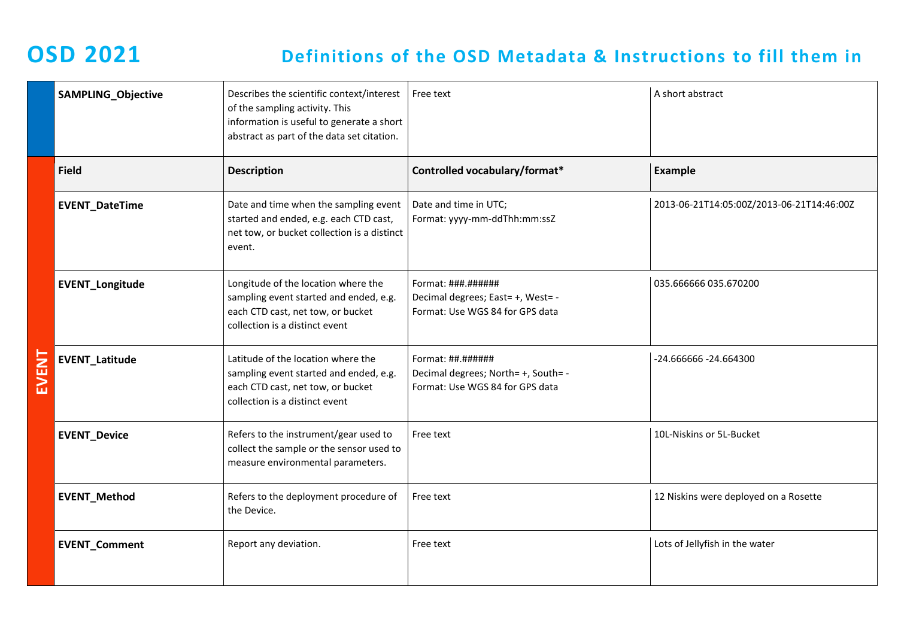# OSD 2021

## Definitions of the OSD Metadata & Instructions to fill them in

| | Field | Description | Controlled vocabulary/format* | Example |
|---|---|---|---|---|
| | **SAMPLING_Objective** | Describes the scientific context/interest of the sampling activity. This information is useful to generate a short abstract as part of the data set citation. | Free text | A short abstract |
| **EVENT** | **Field** | **Description** | **Controlled vocabulary/format*** | **Example** |
| | **EVENT_DateTime** | Date and time when the sampling event started and ended, e.g. each CTD cast, net tow, or bucket collection is a distinct event. | Date and time in UTC; Format: yyyy-mm-ddThh:mm:ssZ | 2013-06-21T14:05:00Z/2013-06-21T14:46:00Z |
| | **EVENT_Longitude** | Longitude of the location where the sampling event started and ended, e.g. each CTD cast, net tow, or bucket collection is a distinct event | Format: ###.###### Decimal degrees; East= +, West= - Format: Use WGS 84 for GPS data | 035.666666 035.670200 |
| | **EVENT_Latitude** | Latitude of the location where the sampling event started and ended, e.g. each CTD cast, net tow, or bucket collection is a distinct event | Format: ##.###### Decimal degrees; North= +, South= - Format: Use WGS 84 for GPS data | -24.666666 -24.664300 |
| | **EVENT_Device** | Refers to the instrument/gear used to collect the sample or the sensor used to measure environmental parameters. | Free text | 10L-Niskins or 5L-Bucket |
| | **EVENT_Method** | Refers to the deployment procedure of the Device. | Free text | 12 Niskins were deployed on a Rosette |
| | **EVENT_Comment** | Report any deviation. | Free text | Lots of Jellyfish in the water |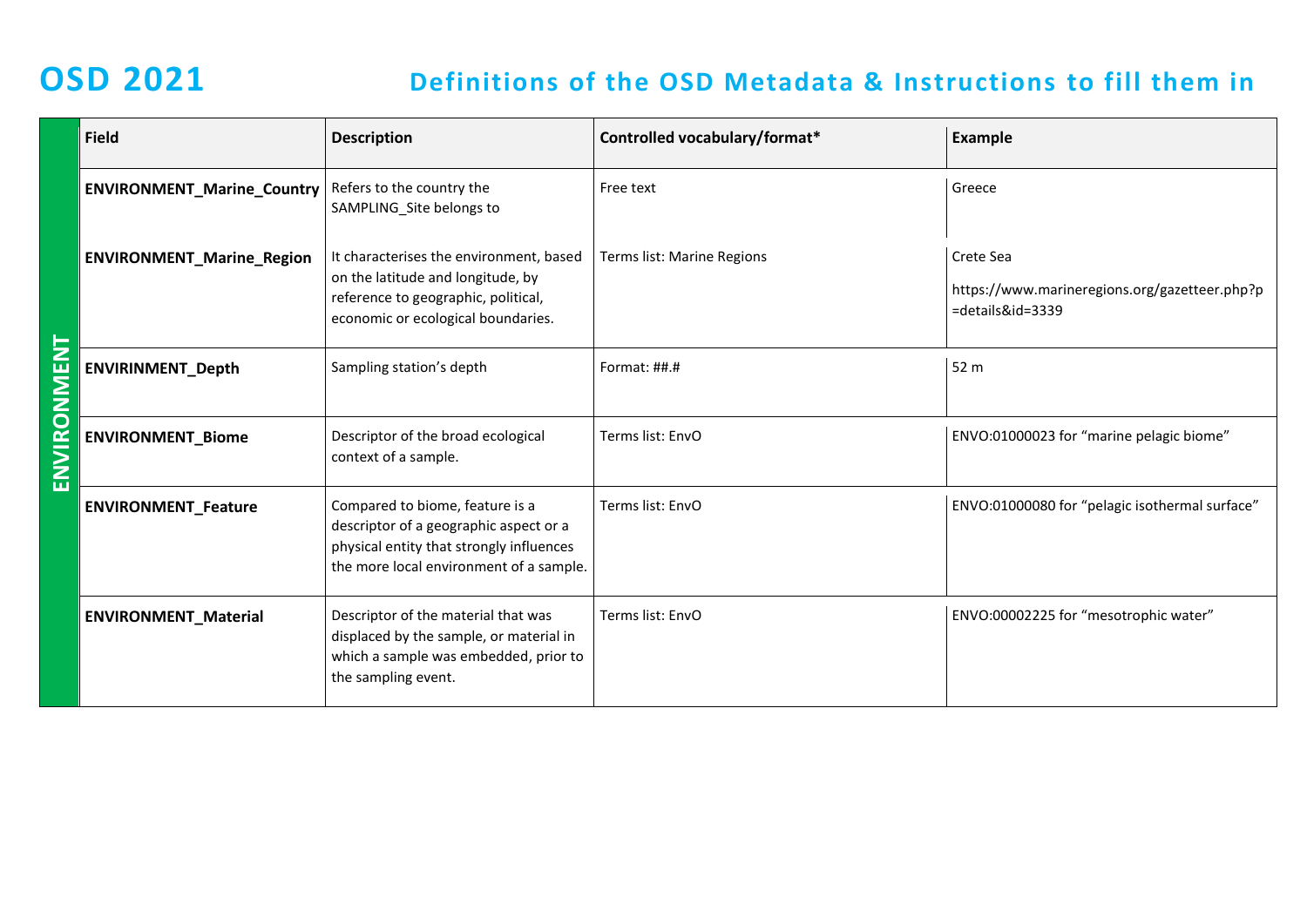# OSD 2021

## Definitions of the OSD Metadata & Instructions to fill them in

**ENVIRONMENT**

| Field | Description | Controlled vocabulary/format* | Example |
|---|---|---|---|
| **ENVIRONMENT_Marine_Country** | Refers to the country the SAMPLING_Site belongs to | Free text | Greece |
| **ENVIRONMENT_Marine_Region** | It characterises the environment, based on the latitude and longitude, by reference to geographic, political, economic or ecological boundaries. | Terms list: Marine Regions | Crete Sea<br>https://www.marineregions.org/gazetteer.php?p=details&id=3339 |
| **ENVIRINMENT_Depth** | Sampling station's depth | Format: ##.# | 52 m |
| **ENVIRONMENT_Biome** | Descriptor of the broad ecological context of a sample. | Terms list: EnvO | ENVO:01000023 for "marine pelagic biome" |
| **ENVIRONMENT_Feature** | Compared to biome, feature is a descriptor of a geographic aspect or a physical entity that strongly influences the more local environment of a sample. | Terms list: EnvO | ENVO:01000080 for "pelagic isothermal surface" |
| **ENVIRONMENT_Material** | Descriptor of the material that was displaced by the sample, or material in which a sample was embedded, prior to the sampling event. | Terms list: EnvO | ENVO:00002225 for "mesotrophic water" |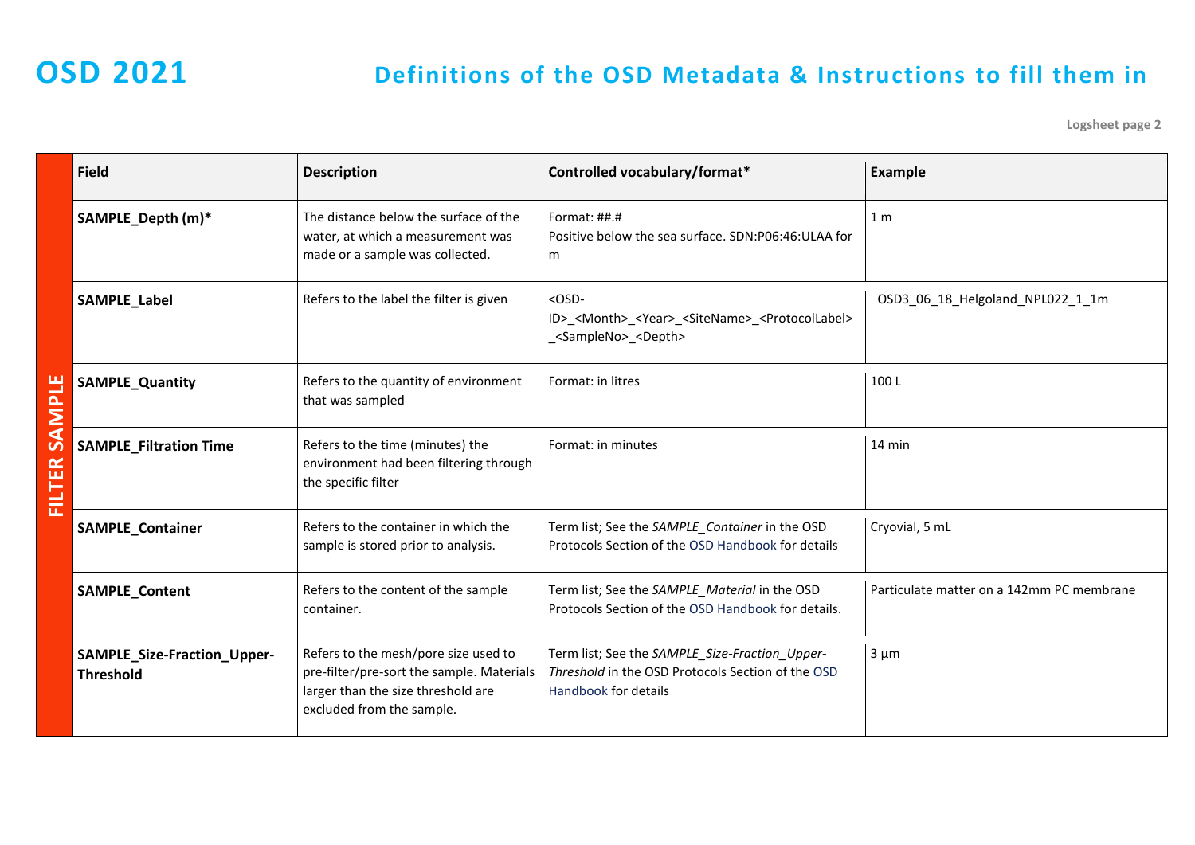# OSD 2021

## Definitions of the OSD Metadata & Instructions to fill them in

Logsheet page 2

| | Field | Description | Controlled vocabulary/format* | Example |
|---|---|---|---|---|
| FILTER SAMPLE | **SAMPLE_Depth (m)*** | The distance below the surface of the water, at which a measurement was made or a sample was collected. | Format: ##.# Positive below the sea surface. SDN:P06:46:ULAA for m | 1 m |
| | **SAMPLE_Label** | Refers to the label the filter is given | <OSD-ID>_<Month>_<Year>_<SiteName>_<ProtocolLabel>_<SampleNo>_<Depth> | OSD3_06_18_Helgoland_NPL022_1_1m |
| | **SAMPLE_Quantity** | Refers to the quantity of environment that was sampled | Format: in litres | 100 L |
| | **SAMPLE_Filtration Time** | Refers to the time (minutes) the environment had been filtering through the specific filter | Format: in minutes | 14 min |
| | **SAMPLE_Container** | Refers to the container in which the sample is stored prior to analysis. | Term list; See the *SAMPLE_Container* in the OSD Protocols Section of the OSD Handbook for details | Cryovial, 5 mL |
| | **SAMPLE_Content** | Refers to the content of the sample container. | Term list; See the *SAMPLE_Material* in the OSD Protocols Section of the OSD Handbook for details. | Particulate matter on a 142mm PC membrane |
| | **SAMPLE_Size-Fraction_Upper-Threshold** | Refers to the mesh/pore size used to pre-filter/pre-sort the sample. Materials larger than the size threshold are excluded from the sample. | Term list; See the *SAMPLE_Size-Fraction_Upper-Threshold* in the OSD Protocols Section of the OSD Handbook for details | 3 µm |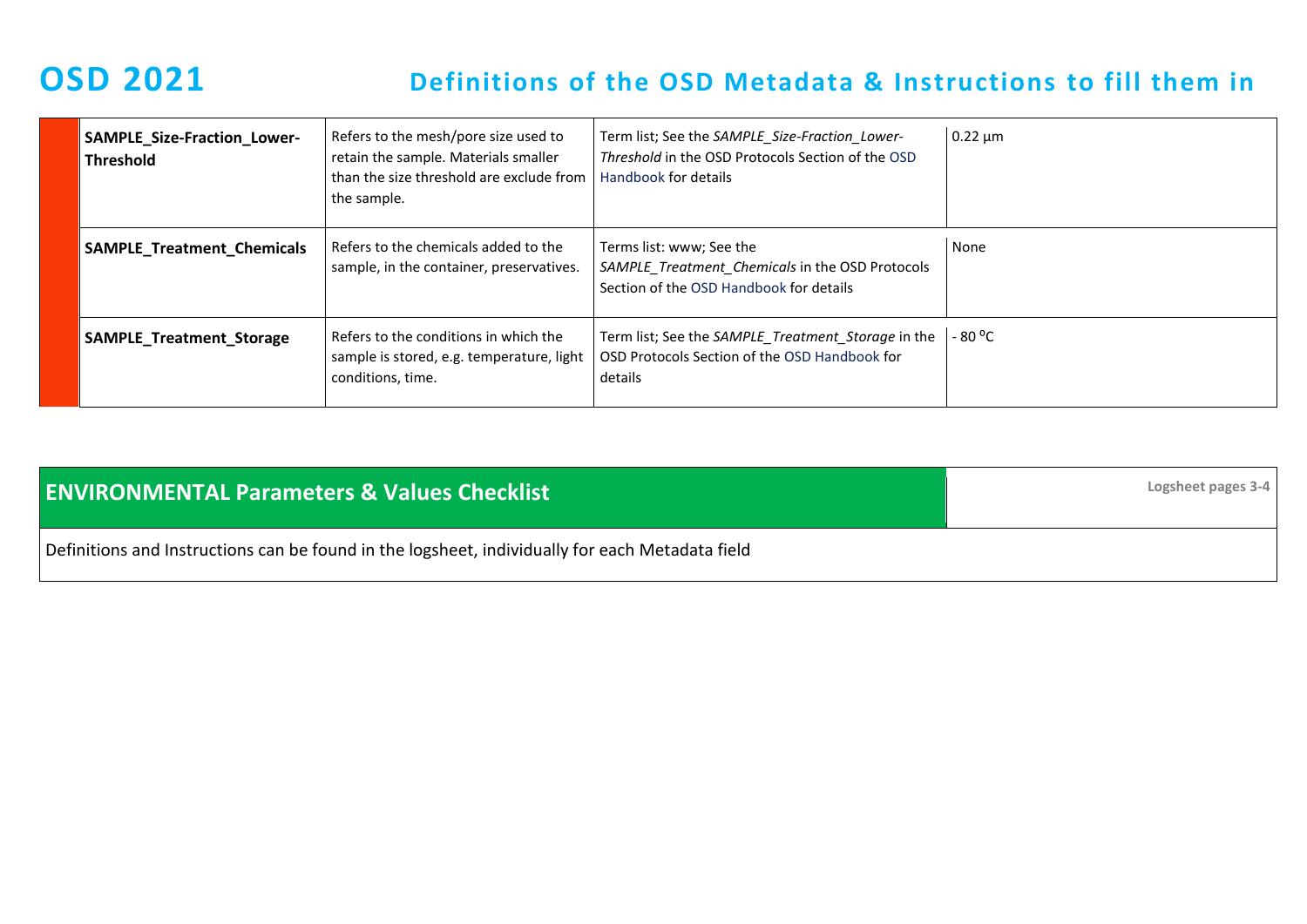| | | | |
|---|---|---|---|
| **SAMPLE_Size-Fraction_Lower-Threshold** | Refers to the mesh/pore size used to retain the sample. Materials smaller than the size threshold are exclude from the sample. | Term list; See the *SAMPLE_Size-Fraction_Lower-Threshold* in the OSD Protocols Section of the OSD Handbook for details | 0.22 µm |
| **SAMPLE_Treatment_Chemicals** | Refers to the chemicals added to the sample, in the container, preservatives. | Terms list: www; See the *SAMPLE_Treatment_Chemicals* in the OSD Protocols Section of the OSD Handbook for details | None |
| **SAMPLE_Treatment_Storage** | Refers to the conditions in which the sample is stored, e.g. temperature, light conditions, time. | Term list; See the *SAMPLE_Treatment_Storage* in the OSD Protocols Section of the OSD Handbook for details | - 80 $^{o}$C |

## ENVIRONMENTAL Parameters & Values Checklist

**Logsheet pages 3-4**

Definitions and Instructions can be found in the logsheet, individually for each Metadata field